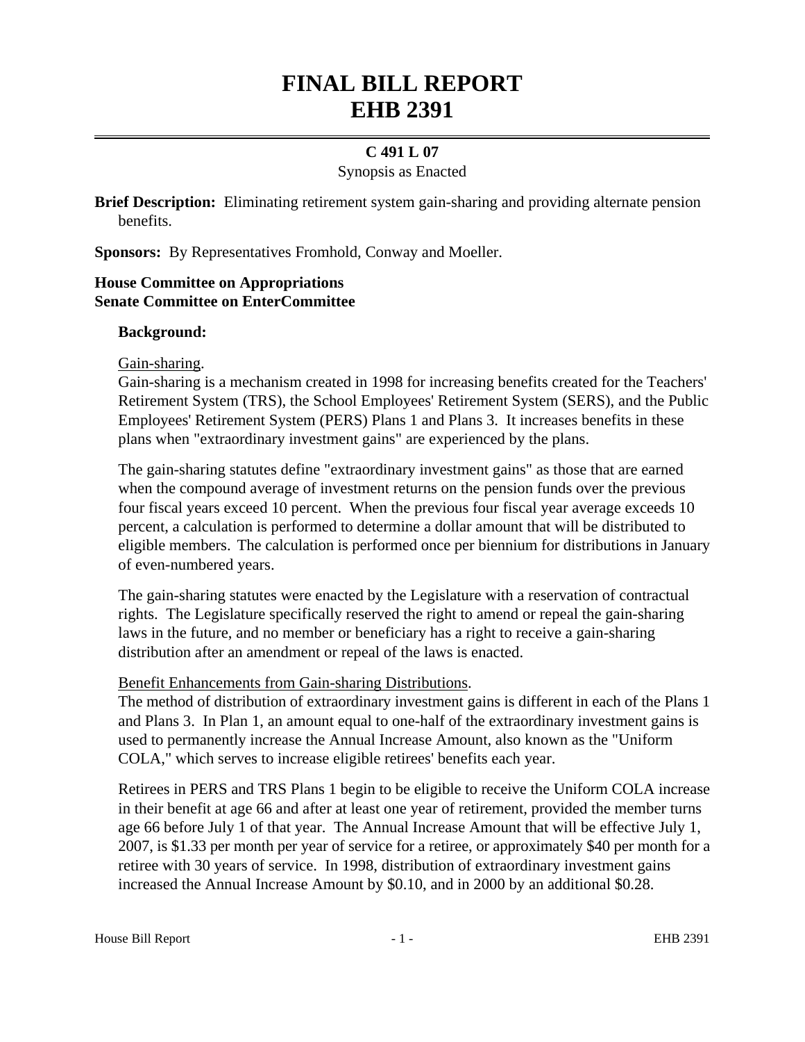# FINAL BILL REPORT
# EHB 2391

## C 491 L 07

Synopsis as Enacted

**Brief Description:** Eliminating retirement system gain-sharing and providing alternate pension benefits.

**Sponsors:** By Representatives Fromhold, Conway and Moeller.

**House Committee on Appropriations**
**Senate Committee on EnterCommittee**

### Background:

Gain-sharing.

Gain-sharing is a mechanism created in 1998 for increasing benefits created for the Teachers' Retirement System (TRS), the School Employees' Retirement System (SERS), and the Public Employees' Retirement System (PERS) Plans 1 and Plans 3. It increases benefits in these plans when "extraordinary investment gains" are experienced by the plans.

The gain-sharing statutes define "extraordinary investment gains" as those that are earned when the compound average of investment returns on the pension funds over the previous four fiscal years exceed 10 percent. When the previous four fiscal year average exceeds 10 percent, a calculation is performed to determine a dollar amount that will be distributed to eligible members. The calculation is performed once per biennium for distributions in January of even-numbered years.

The gain-sharing statutes were enacted by the Legislature with a reservation of contractual rights. The Legislature specifically reserved the right to amend or repeal the gain-sharing laws in the future, and no member or beneficiary has a right to receive a gain-sharing distribution after an amendment or repeal of the laws is enacted.

Benefit Enhancements from Gain-sharing Distributions.

The method of distribution of extraordinary investment gains is different in each of the Plans 1 and Plans 3. In Plan 1, an amount equal to one-half of the extraordinary investment gains is used to permanently increase the Annual Increase Amount, also known as the "Uniform COLA," which serves to increase eligible retirees' benefits each year.

Retirees in PERS and TRS Plans 1 begin to be eligible to receive the Uniform COLA increase in their benefit at age 66 and after at least one year of retirement, provided the member turns age 66 before July 1 of that year. The Annual Increase Amount that will be effective July 1, 2007, is $1.33 per month per year of service for a retiree, or approximately $40 per month for a retiree with 30 years of service. In 1998, distribution of extraordinary investment gains increased the Annual Increase Amount by $0.10, and in 2000 by an additional $0.28.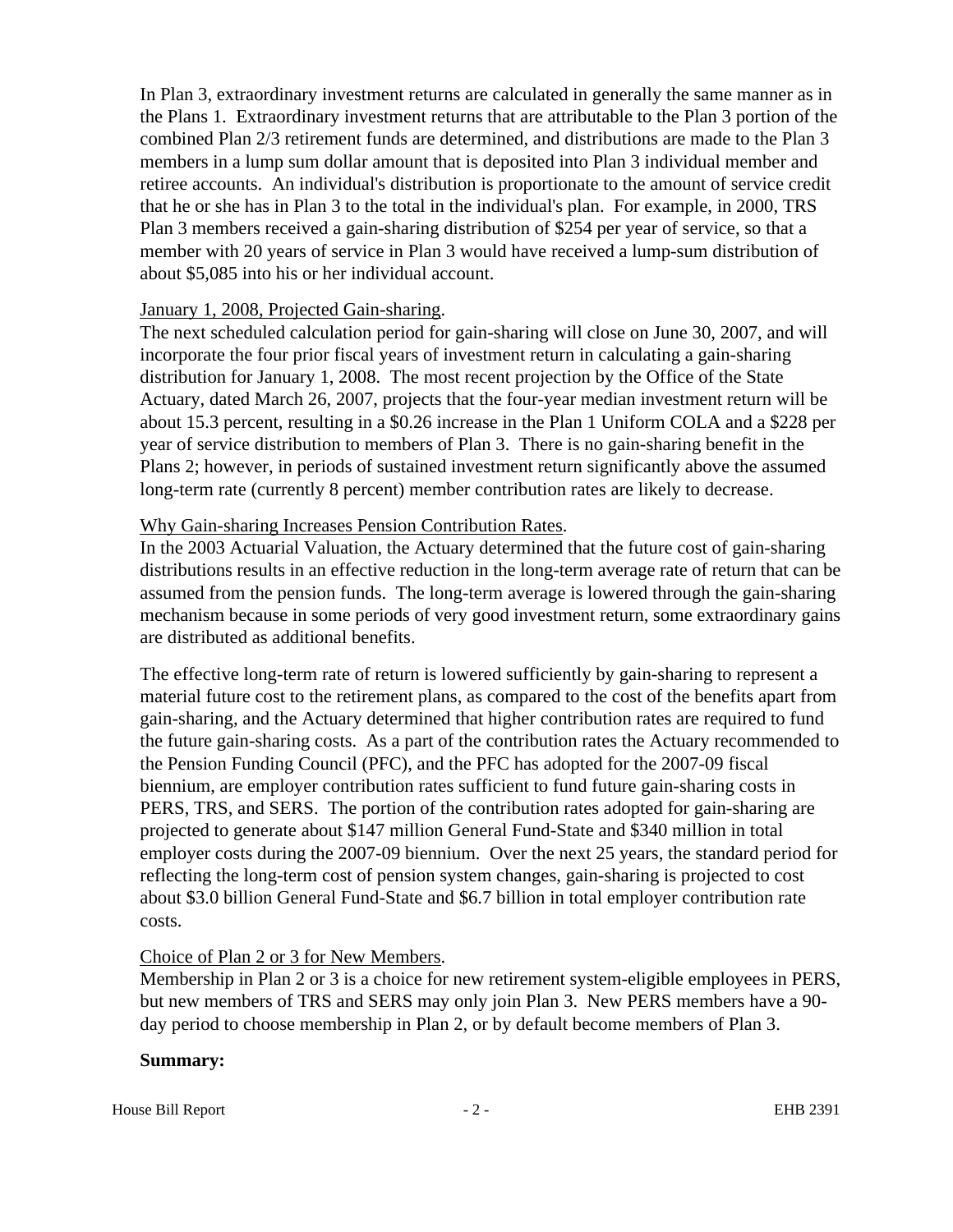In Plan 3, extraordinary investment returns are calculated in generally the same manner as in the Plans 1. Extraordinary investment returns that are attributable to the Plan 3 portion of the combined Plan 2/3 retirement funds are determined, and distributions are made to the Plan 3 members in a lump sum dollar amount that is deposited into Plan 3 individual member and retiree accounts. An individual's distribution is proportionate to the amount of service credit that he or she has in Plan 3 to the total in the individual's plan. For example, in 2000, TRS Plan 3 members received a gain-sharing distribution of $254 per year of service, so that a member with 20 years of service in Plan 3 would have received a lump-sum distribution of about $5,085 into his or her individual account.

January 1, 2008, Projected Gain-sharing.

The next scheduled calculation period for gain-sharing will close on June 30, 2007, and will incorporate the four prior fiscal years of investment return in calculating a gain-sharing distribution for January 1, 2008. The most recent projection by the Office of the State Actuary, dated March 26, 2007, projects that the four-year median investment return will be about 15.3 percent, resulting in a $0.26 increase in the Plan 1 Uniform COLA and a $228 per year of service distribution to members of Plan 3. There is no gain-sharing benefit in the Plans 2; however, in periods of sustained investment return significantly above the assumed long-term rate (currently 8 percent) member contribution rates are likely to decrease.

Why Gain-sharing Increases Pension Contribution Rates.

In the 2003 Actuarial Valuation, the Actuary determined that the future cost of gain-sharing distributions results in an effective reduction in the long-term average rate of return that can be assumed from the pension funds. The long-term average is lowered through the gain-sharing mechanism because in some periods of very good investment return, some extraordinary gains are distributed as additional benefits.

The effective long-term rate of return is lowered sufficiently by gain-sharing to represent a material future cost to the retirement plans, as compared to the cost of the benefits apart from gain-sharing, and the Actuary determined that higher contribution rates are required to fund the future gain-sharing costs. As a part of the contribution rates the Actuary recommended to the Pension Funding Council (PFC), and the PFC has adopted for the 2007-09 fiscal biennium, are employer contribution rates sufficient to fund future gain-sharing costs in PERS, TRS, and SERS. The portion of the contribution rates adopted for gain-sharing are projected to generate about $147 million General Fund-State and $340 million in total employer costs during the 2007-09 biennium. Over the next 25 years, the standard period for reflecting the long-term cost of pension system changes, gain-sharing is projected to cost about $3.0 billion General Fund-State and $6.7 billion in total employer contribution rate costs.

Choice of Plan 2 or 3 for New Members.

Membership in Plan 2 or 3 is a choice for new retirement system-eligible employees in PERS, but new members of TRS and SERS may only join Plan 3. New PERS members have a 90-day period to choose membership in Plan 2, or by default become members of Plan 3.

**Summary:**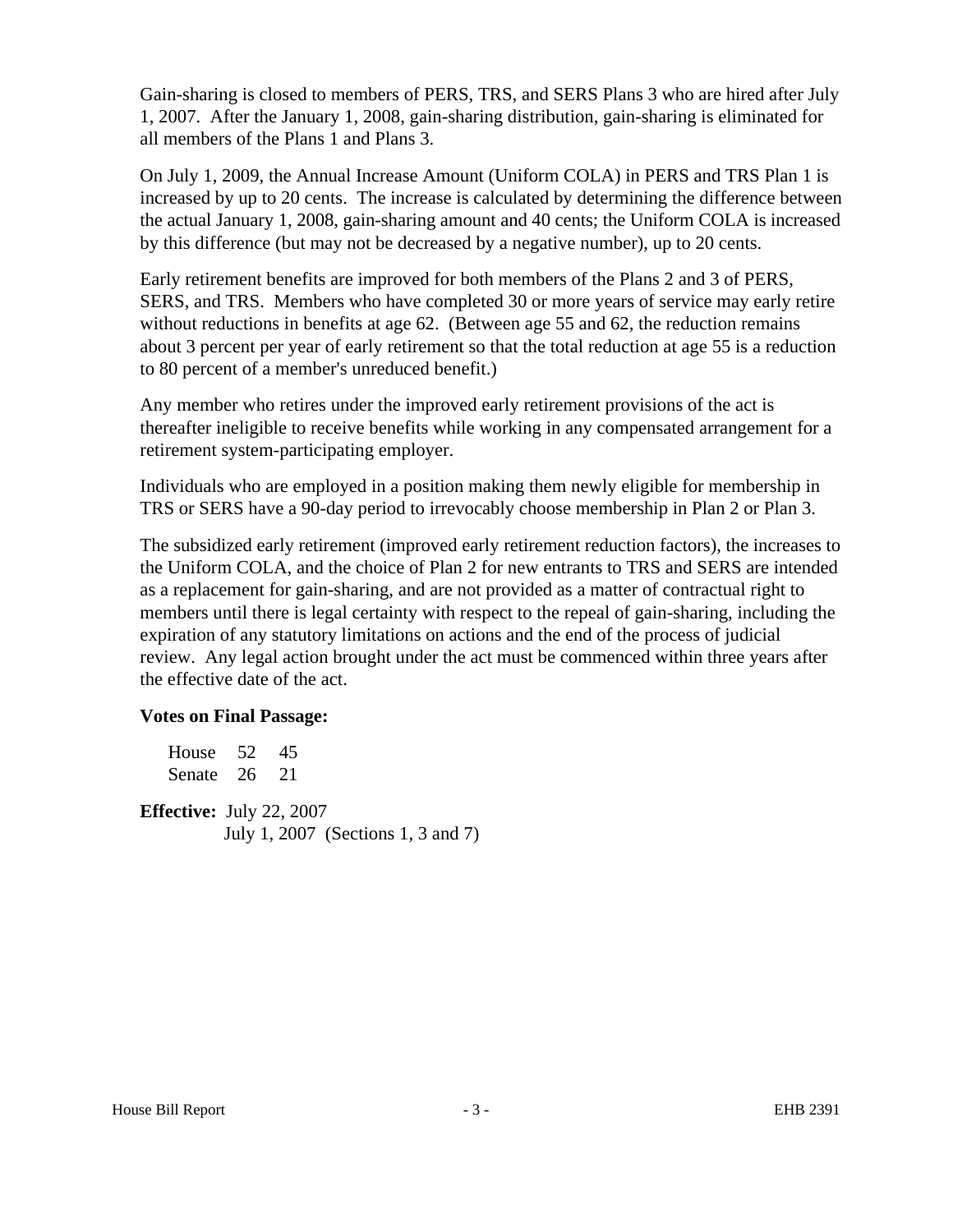Gain-sharing is closed to members of PERS, TRS, and SERS Plans 3 who are hired after July 1, 2007. After the January 1, 2008, gain-sharing distribution, gain-sharing is eliminated for all members of the Plans 1 and Plans 3.

On July 1, 2009, the Annual Increase Amount (Uniform COLA) in PERS and TRS Plan 1 is increased by up to 20 cents. The increase is calculated by determining the difference between the actual January 1, 2008, gain-sharing amount and 40 cents; the Uniform COLA is increased by this difference (but may not be decreased by a negative number), up to 20 cents.

Early retirement benefits are improved for both members of the Plans 2 and 3 of PERS, SERS, and TRS. Members who have completed 30 or more years of service may early retire without reductions in benefits at age 62. (Between age 55 and 62, the reduction remains about 3 percent per year of early retirement so that the total reduction at age 55 is a reduction to 80 percent of a member's unreduced benefit.)

Any member who retires under the improved early retirement provisions of the act is thereafter ineligible to receive benefits while working in any compensated arrangement for a retirement system-participating employer.

Individuals who are employed in a position making them newly eligible for membership in TRS or SERS have a 90-day period to irrevocably choose membership in Plan 2 or Plan 3.

The subsidized early retirement (improved early retirement reduction factors), the increases to the Uniform COLA, and the choice of Plan 2 for new entrants to TRS and SERS are intended as a replacement for gain-sharing, and are not provided as a matter of contractual right to members until there is legal certainty with respect to the repeal of gain-sharing, including the expiration of any statutory limitations on actions and the end of the process of judicial review. Any legal action brought under the act must be commenced within three years after the effective date of the act.

**Votes on Final Passage:**

| | | |
|---|---|---|
| House | 52 | 45 |
| Senate | 26 | 21 |

**Effective:** July 22, 2007
July 1, 2007 (Sections 1, 3 and 7)